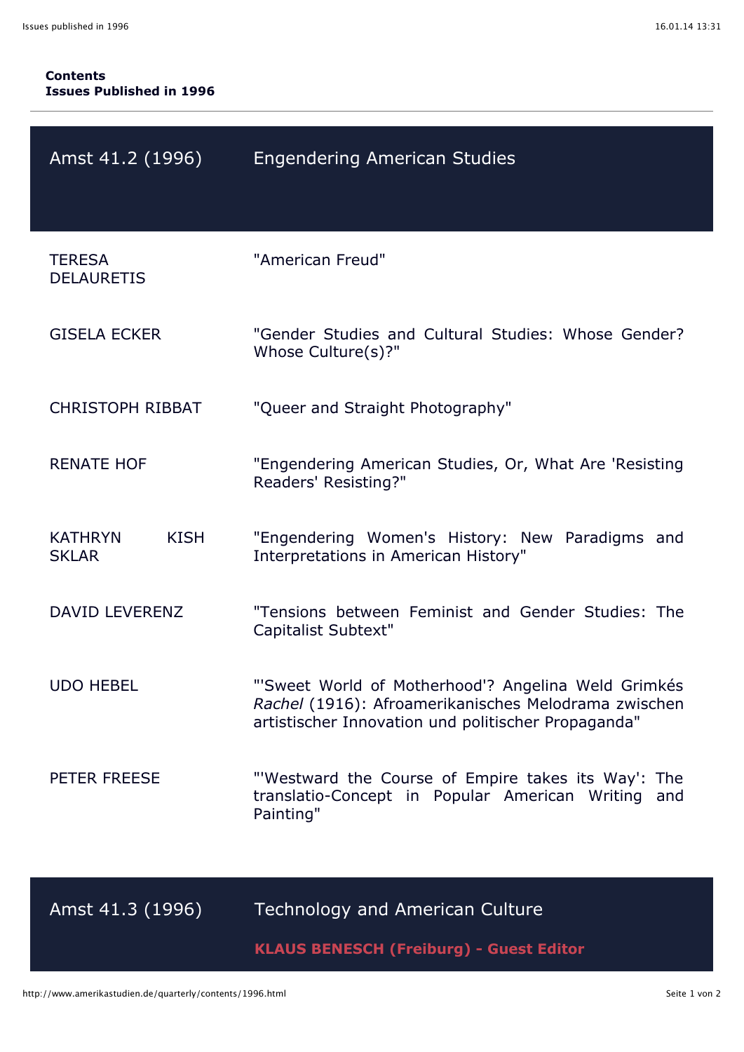**Contents**
**Issues Published in 1996**

---

## Amst 41.2 (1996) — Engendering American Studies

| | |
|---|---|
| TERESA DELAURETIS | "American Freud" |
| GISELA ECKER | "Gender Studies and Cultural Studies: Whose Gender? Whose Culture(s)?" |
| CHRISTOPH RIBBAT | "Queer and Straight Photography" |
| RENATE HOF | "Engendering American Studies, Or, What Are 'Resisting Readers' Resisting?" |
| KATHRYN KISH SKLAR | "Engendering Women's History: New Paradigms and Interpretations in American History" |
| DAVID LEVERENZ | "Tensions between Feminist and Gender Studies: The Capitalist Subtext" |
| UDO HEBEL | "'Sweet World of Motherhood'? Angelina Weld Grimkés *Rachel* (1916): Afroamerikanisches Melodrama zwischen artistischer Innovation und politischer Propaganda" |
| PETER FREESE | "'Westward the Course of Empire takes its Way': The translatio-Concept in Popular American Writing and Painting" |

## Amst 41.3 (1996) — Technology and American Culture

**KLAUS BENESCH (Freiburg) - Guest Editor**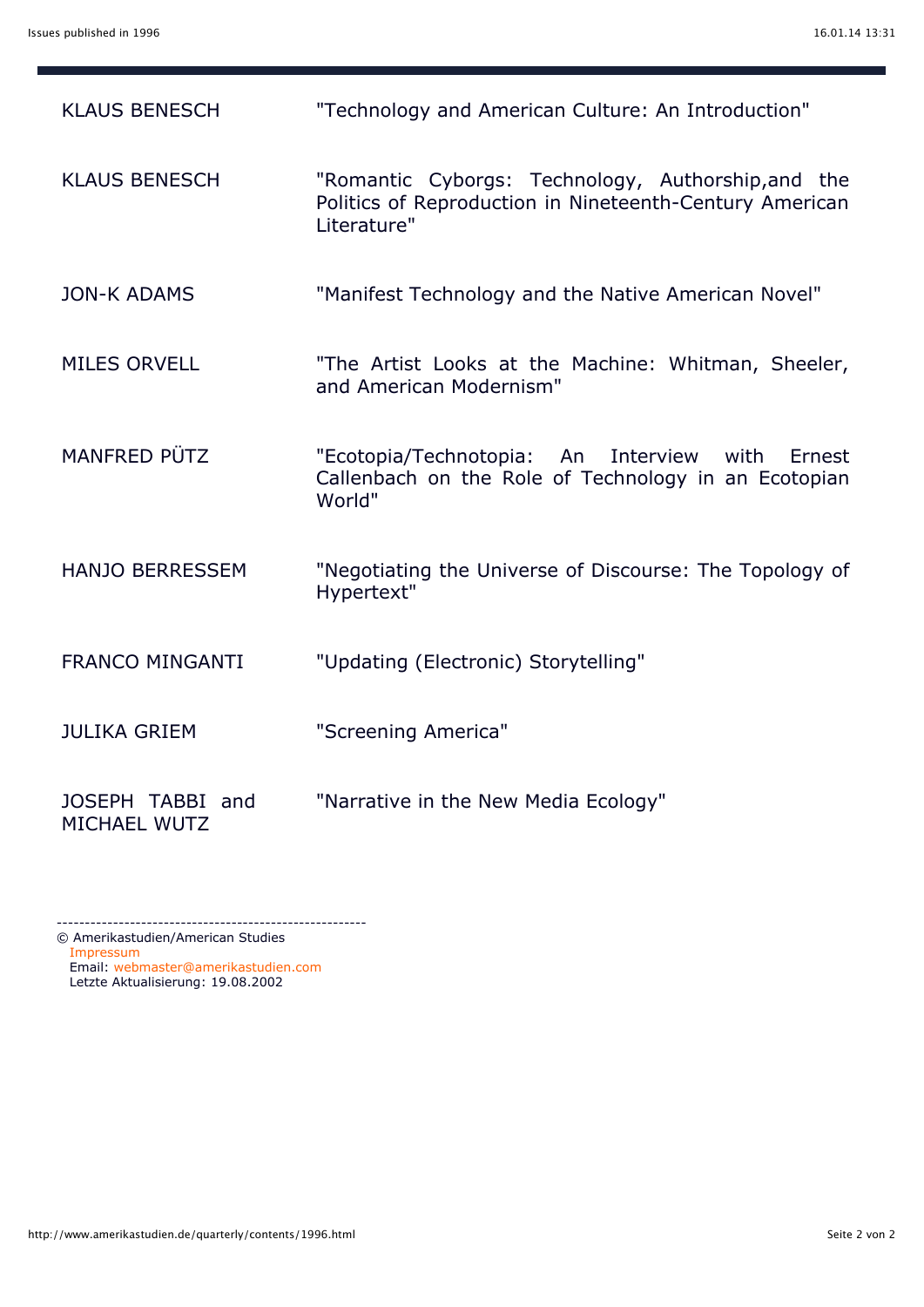| | |
|---|---|
| KLAUS BENESCH | "Technology and American Culture: An Introduction" |
| KLAUS BENESCH | "Romantic Cyborgs: Technology, Authorship,and the Politics of Reproduction in Nineteenth-Century American Literature" |
| JON-K ADAMS | "Manifest Technology and the Native American Novel" |
| MILES ORVELL | "The Artist Looks at the Machine: Whitman, Sheeler, and American Modernism" |
| MANFRED PÜTZ | "Ecotopia/Technotopia: An Interview with Ernest Callenbach on the Role of Technology in an Ecotopian World" |
| HANJO BERRESSEM | "Negotiating the Universe of Discourse: The Topology of Hypertext" |
| FRANCO MINGANTI | "Updating (Electronic) Storytelling" |
| JULIKA GRIEM | "Screening America" |
| JOSEPH TABBI and MICHAEL WUTZ | "Narrative in the New Media Ecology" |

-------------------------------------------------------

© Amerikastudien/American Studies
Impressum
Email: webmaster@amerikastudien.com
Letzte Aktualisierung: 19.08.2002